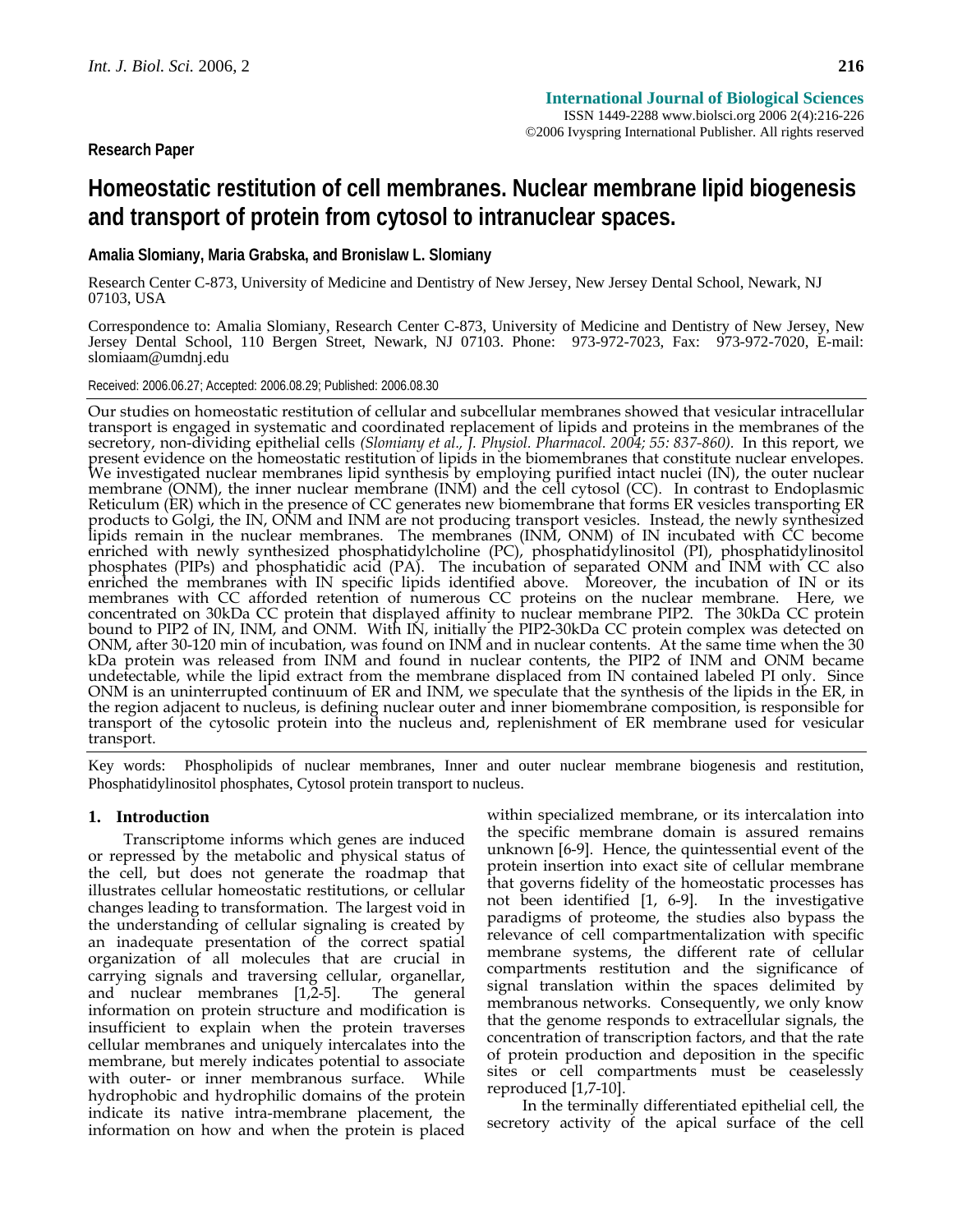**International Journal of Biological Sciences**
ISSN 1449-2288 www.biolsci.org 2006 2(4):216-226
©2006 Ivyspring International Publisher. All rights reserved

**Research Paper**

# Homeostatic restitution of cell membranes. Nuclear membrane lipid biogenesis and transport of protein from cytosol to intranuclear spaces.

**Amalia Slomiany, Maria Grabska, and Bronislaw L. Slomiany**

Research Center C-873, University of Medicine and Dentistry of New Jersey, New Jersey Dental School, Newark, NJ 07103, USA

Correspondence to: Amalia Slomiany, Research Center C-873, University of Medicine and Dentistry of New Jersey, New Jersey Dental School, 110 Bergen Street, Newark, NJ 07103. Phone: 973-972-7023, Fax: 973-972-7020, E-mail: slomiaam@umdnj.edu

Received: 2006.06.27; Accepted: 2006.08.29; Published: 2006.08.30

Our studies on homeostatic restitution of cellular and subcellular membranes showed that vesicular intracellular transport is engaged in systematic and coordinated replacement of lipids and proteins in the membranes of the secretory, non-dividing epithelial cells *(Slomiany et al., J. Physiol. Pharmacol. 2004; 55: 837-860).* In this report, we present evidence on the homeostatic restitution of lipids in the biomembranes that constitute nuclear envelopes. We investigated nuclear membranes lipid synthesis by employing purified intact nuclei (IN), the outer nuclear membrane (ONM), the inner nuclear membrane (INM) and the cell cytosol (CC). In contrast to Endoplasmic Reticulum (ER) which in the presence of CC generates new biomembrane that forms ER vesicles transporting ER products to Golgi, the IN, ONM and INM are not producing transport vesicles. Instead, the newly synthesized lipids remain in the nuclear membranes. The membranes (INM, ONM) of IN incubated with CC become enriched with newly synthesized phosphatidylcholine (PC), phosphatidylinositol (PI), phosphatidylinositol phosphates (PIPs) and phosphatidic acid (PA). The incubation of separated ONM and INM with CC also enriched the membranes with IN specific lipids identified above. Moreover, the incubation of IN or its membranes with CC afforded retention of numerous CC proteins on the nuclear membrane. Here, we concentrated on 30kDa CC protein that displayed affinity to nuclear membrane PIP2. The 30kDa CC protein bound to PIP2 of IN, INM, and ONM. With IN, initially the PIP2-30kDa CC protein complex was detected on ONM, after 30-120 min of incubation, was found on INM and in nuclear contents. At the same time when the 30 kDa protein was released from INM and found in nuclear contents, the PIP2 of INM and ONM became undetectable, while the lipid extract from the membrane displaced from IN contained labeled PI only. Since ONM is an uninterrupted continuum of ER and INM, we speculate that the synthesis of the lipids in the ER, in the region adjacent to nucleus, is defining nuclear outer and inner biomembrane composition, is responsible for transport of the cytosolic protein into the nucleus and, replenishment of ER membrane used for vesicular transport.

Key words: Phospholipids of nuclear membranes, Inner and outer nuclear membrane biogenesis and restitution, Phosphatidylinositol phosphates, Cytosol protein transport to nucleus.

## 1. Introduction

Transcriptome informs which genes are induced or repressed by the metabolic and physical status of the cell, but does not generate the roadmap that illustrates cellular homeostatic restitutions, or cellular changes leading to transformation. The largest void in the understanding of cellular signaling is created by an inadequate presentation of the correct spatial organization of all molecules that are crucial in carrying signals and traversing cellular, organellar, and nuclear membranes [1,2-5]. The general information on protein structure and modification is insufficient to explain when the protein traverses cellular membranes and uniquely intercalates into the membrane, but merely indicates potential to associate with outer- or inner membranous surface. While hydrophobic and hydrophilic domains of the protein indicate its native intra-membrane placement, the information on how and when the protein is placed within specialized membrane, or its intercalation into the specific membrane domain is assured remains unknown [6-9]. Hence, the quintessential event of the protein insertion into exact site of cellular membrane that governs fidelity of the homeostatic processes has not been identified [1, 6-9]. In the investigative paradigms of proteome, the studies also bypass the relevance of cell compartmentalization with specific membrane systems, the different rate of cellular compartments restitution and the significance of signal translation within the spaces delimited by membranous networks. Consequently, we only know that the genome responds to extracellular signals, the concentration of transcription factors, and that the rate of protein production and deposition in the specific sites or cell compartments must be ceaselessly reproduced [1,7-10].

In the terminally differentiated epithelial cell, the secretory activity of the apical surface of the cell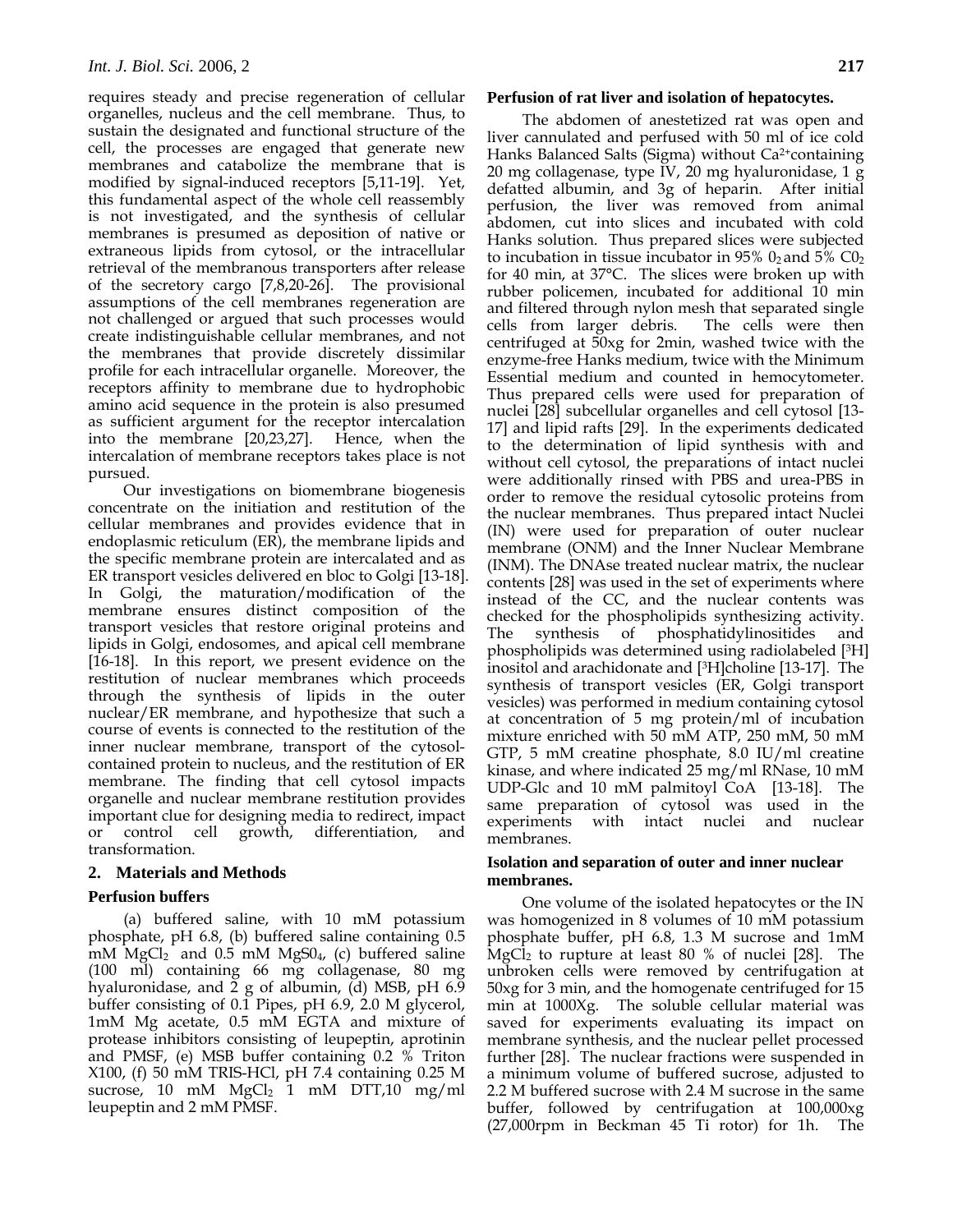requires steady and precise regeneration of cellular organelles, nucleus and the cell membrane. Thus, to sustain the designated and functional structure of the cell, the processes are engaged that generate new membranes and catabolize the membrane that is modified by signal-induced receptors [5,11-19]. Yet, this fundamental aspect of the whole cell reassembly is not investigated, and the synthesis of cellular membranes is presumed as deposition of native or extraneous lipids from cytosol, or the intracellular retrieval of the membranous transporters after release of the secretory cargo [7,8,20-26]. The provisional assumptions of the cell membranes regeneration are not challenged or argued that such processes would create indistinguishable cellular membranes, and not the membranes that provide discretely dissimilar profile for each intracellular organelle. Moreover, the receptors affinity to membrane due to hydrophobic amino acid sequence in the protein is also presumed as sufficient argument for the receptor intercalation into the membrane [20,23,27]. Hence, when the intercalation of membrane receptors takes place is not pursued.

Our investigations on biomembrane biogenesis concentrate on the initiation and restitution of the cellular membranes and provides evidence that in endoplasmic reticulum (ER), the membrane lipids and the specific membrane protein are intercalated and as ER transport vesicles delivered en bloc to Golgi [13-18]. In Golgi, the maturation/modification of the membrane ensures distinct composition of the transport vesicles that restore original proteins and lipids in Golgi, endosomes, and apical cell membrane [16-18]. In this report, we present evidence on the restitution of nuclear membranes which proceeds through the synthesis of lipids in the outer nuclear/ER membrane, and hypothesize that such a course of events is connected to the restitution of the inner nuclear membrane, transport of the cytosol-contained protein to nucleus, and the restitution of ER membrane. The finding that cell cytosol impacts organelle and nuclear membrane restitution provides important clue for designing media to redirect, impact or control cell growth, differentiation, and transformation.

## 2. Materials and Methods

### Perfusion buffers

(a) buffered saline, with 10 mM potassium phosphate, pH 6.8, (b) buffered saline containing 0.5 mM $MgCl_2$ and 0.5 mM $MgS0_4$, (c) buffered saline (100 ml) containing 66 mg collagenase, 80 mg hyaluronidase, and 2 g of albumin, (d) MSB, pH 6.9 buffer consisting of 0.1 Pipes, pH 6.9, 2.0 M glycerol, 1mM Mg acetate, 0.5 mM EGTA and mixture of protease inhibitors consisting of leupeptin, aprotinin and PMSF, (e) MSB buffer containing 0.2 % Triton X100, (f) 50 mM TRIS-HCl, pH 7.4 containing 0.25 M sucrose, 10 mM $MgCl_2$ 1 mM DTT,10 mg/ml leupeptin and 2 mM PMSF.

### Perfusion of rat liver and isolation of hepatocytes.

The abdomen of anestetized rat was open and liver cannulated and perfused with 50 ml of ice cold Hanks Balanced Salts (Sigma) without $Ca^{2+}$containing 20 mg collagenase, type IV, 20 mg hyaluronidase, 1 g defatted albumin, and 3g of heparin. After initial perfusion, the liver was removed from animal abdomen, cut into slices and incubated with cold Hanks solution. Thus prepared slices were subjected to incubation in tissue incubator in 95% $0_2$ and 5% $C0_2$ for 40 min, at 37°C. The slices were broken up with rubber policemen, incubated for additional 10 min and filtered through nylon mesh that separated single cells from larger debris. The cells were then centrifuged at 50xg for 2min, washed twice with the enzyme-free Hanks medium, twice with the Minimum Essential medium and counted in hemocytometer. Thus prepared cells were used for preparation of nuclei [28] subcellular organelles and cell cytosol [13-17] and lipid rafts [29]. In the experiments dedicated to the determination of lipid synthesis with and without cell cytosol, the preparations of intact nuclei were additionally rinsed with PBS and urea-PBS in order to remove the residual cytosolic proteins from the nuclear membranes. Thus prepared intact Nuclei (IN) were used for preparation of outer nuclear membrane (ONM) and the Inner Nuclear Membrane (INM). The DNAse treated nuclear matrix, the nuclear contents [28] was used in the set of experiments where instead of the CC, and the nuclear contents was checked for the phospholipids synthesizing activity. The synthesis of phosphatidylinositides and phospholipids was determined using radiolabeled [$^3$H] inositol and arachidonate and [$^3$H]choline [13-17]. The synthesis of transport vesicles (ER, Golgi transport vesicles) was performed in medium containing cytosol at concentration of 5 mg protein/ml of incubation mixture enriched with 50 mM ATP, 250 mM, 50 mM GTP, 5 mM creatine phosphate, 8.0 IU/ml creatine kinase, and where indicated 25 mg/ml RNase, 10 mM UDP-Glc and 10 mM palmitoyl CoA [13-18]. The same preparation of cytosol was used in the experiments with intact nuclei and nuclear membranes.

### Isolation and separation of outer and inner nuclear membranes.

One volume of the isolated hepatocytes or the IN was homogenized in 8 volumes of 10 mM potassium phosphate buffer, pH 6.8, 1.3 M sucrose and 1mM $MgCl_2$ to rupture at least 80 % of nuclei [28]. The unbroken cells were removed by centrifugation at 50xg for 3 min, and the homogenate centrifuged for 15 min at 1000Xg. The soluble cellular material was saved for experiments evaluating its impact on membrane synthesis, and the nuclear pellet processed further [28]. The nuclear fractions were suspended in a minimum volume of buffered sucrose, adjusted to 2.2 M buffered sucrose with 2.4 M sucrose in the same buffer, followed by centrifugation at 100,000xg (27,000rpm in Beckman 45 Ti rotor) for 1h. The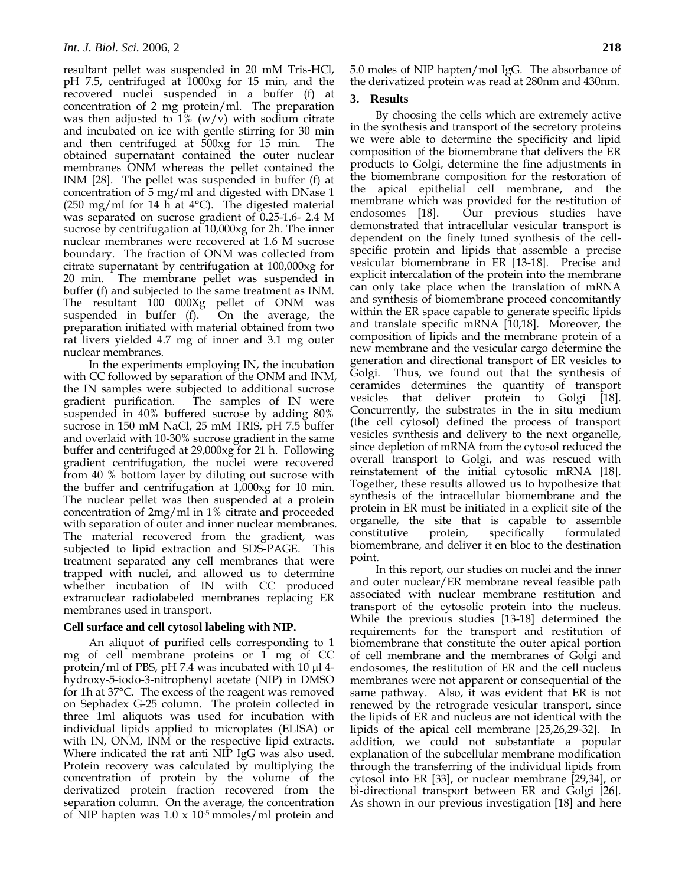resultant pellet was suspended in 20 mM Tris-HCl, pH 7.5, centrifuged at 1000xg for 15 min, and the recovered nuclei suspended in a buffer (f) at concentration of 2 mg protein/ml. The preparation was then adjusted to 1% (w/v) with sodium citrate and incubated on ice with gentle stirring for 30 min and then centrifuged at 500xg for 15 min. The obtained supernatant contained the outer nuclear membranes ONM whereas the pellet contained the INM [28]. The pellet was suspended in buffer (f) at concentration of 5 mg/ml and digested with DNase 1 (250 mg/ml for 14 h at 4°C). The digested material was separated on sucrose gradient of 0.25-1.6- 2.4 M sucrose by centrifugation at 10,000xg for 2h. The inner nuclear membranes were recovered at 1.6 M sucrose boundary. The fraction of ONM was collected from citrate supernatant by centrifugation at 100,000xg for 20 min. The membrane pellet was suspended in buffer (f) and subjected to the same treatment as INM. The resultant 100 000Xg pellet of ONM was suspended in buffer (f). On the average, the preparation initiated with material obtained from two rat livers yielded 4.7 mg of inner and 3.1 mg outer nuclear membranes.

In the experiments employing IN, the incubation with CC followed by separation of the ONM and INM, the IN samples were subjected to additional sucrose gradient purification. The samples of IN were suspended in 40% buffered sucrose by adding 80% sucrose in 150 mM NaCl, 25 mM TRIS, pH 7.5 buffer and overlaid with 10-30% sucrose gradient in the same buffer and centrifuged at 29,000xg for 21 h. Following gradient centrifugation, the nuclei were recovered from 40 % bottom layer by diluting out sucrose with the buffer and centrifugation at 1,000xg for 10 min. The nuclear pellet was then suspended at a protein concentration of 2mg/ml in 1% citrate and proceeded with separation of outer and inner nuclear membranes. The material recovered from the gradient, was subjected to lipid extraction and SDS-PAGE. This treatment separated any cell membranes that were trapped with nuclei, and allowed us to determine whether incubation of IN with CC produced extranuclear radiolabeled membranes replacing ER membranes used in transport.

### Cell surface and cell cytosol labeling with NIP.

An aliquot of purified cells corresponding to 1 mg of cell membrane proteins or 1 mg of CC protein/ml of PBS, pH 7.4 was incubated with 10 μl 4-hydroxy-5-iodo-3-nitrophenyl acetate (NIP) in DMSO for 1h at 37°C. The excess of the reagent was removed on Sephadex G-25 column. The protein collected in three 1ml aliquots was used for incubation with individual lipids applied to microplates (ELISA) or with IN, ONM, INM or the respective lipid extracts. Where indicated the rat anti NIP IgG was also used. Protein recovery was calculated by multiplying the concentration of protein by the volume of the derivatized protein fraction recovered from the separation column. On the average, the concentration of NIP hapten was 1.0 x $10^{-5}$ mmoles/ml protein and 5.0 moles of NIP hapten/mol IgG. The absorbance of the derivatized protein was read at 280nm and 430nm.

## 3. Results

By choosing the cells which are extremely active in the synthesis and transport of the secretory proteins we were able to determine the specificity and lipid composition of the biomembrane that delivers the ER products to Golgi, determine the fine adjustments in the biomembrane composition for the restoration of the apical epithelial cell membrane, and the membrane which was provided for the restitution of endosomes [18]. Our previous studies have demonstrated that intracellular vesicular transport is dependent on the finely tuned synthesis of the cell-specific protein and lipids that assemble a precise vesicular biomembrane in ER [13-18]. Precise and explicit intercalation of the protein into the membrane can only take place when the translation of mRNA and synthesis of biomembrane proceed concomitantly within the ER space capable to generate specific lipids and translate specific mRNA [10,18]. Moreover, the composition of lipids and the membrane protein of a new membrane and the vesicular cargo determine the generation and directional transport of ER vesicles to Golgi. Thus, we found out that the synthesis of ceramides determines the quantity of transport vesicles that deliver protein to Golgi [18]. Concurrently, the substrates in the in situ medium (the cell cytosol) defined the process of transport vesicles synthesis and delivery to the next organelle, since depletion of mRNA from the cytosol reduced the overall transport to Golgi, and was rescued with reinstatement of the initial cytosolic mRNA [18]. Together, these results allowed us to hypothesize that synthesis of the intracellular biomembrane and the protein in ER must be initiated in a explicit site of the organelle, the site that is capable to assemble constitutive protein, specifically formulated biomembrane, and deliver it en bloc to the destination point.

In this report, our studies on nuclei and the inner and outer nuclear/ER membrane reveal feasible path associated with nuclear membrane restitution and transport of the cytosolic protein into the nucleus. While the previous studies [13-18] determined the requirements for the transport and restitution of biomembrane that constitute the outer apical portion of cell membrane and the membranes of Golgi and endosomes, the restitution of ER and the cell nucleus membranes were not apparent or consequential of the same pathway. Also, it was evident that ER is not renewed by the retrograde vesicular transport, since the lipids of ER and nucleus are not identical with the lipids of the apical cell membrane [25,26,29-32]. In addition, we could not substantiate a popular explanation of the subcellular membrane modification through the transferring of the individual lipids from cytosol into ER [33], or nuclear membrane [29,34], or bi-directional transport between ER and Golgi [26]. As shown in our previous investigation [18] and here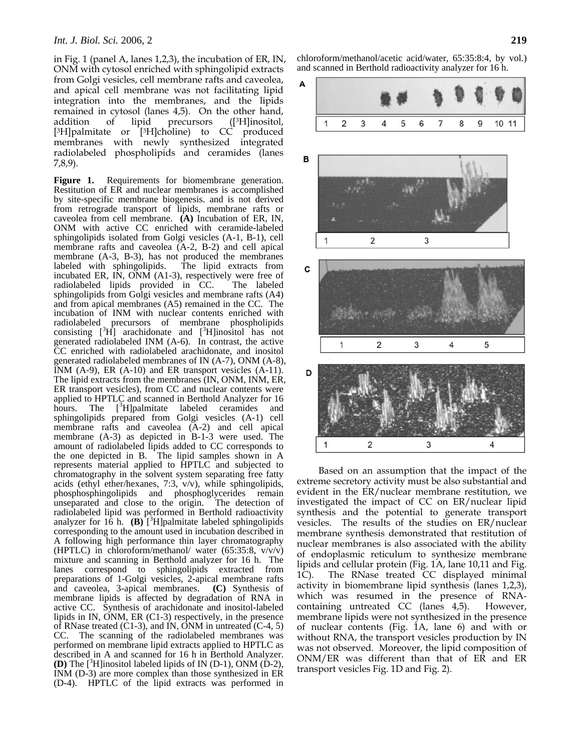in Fig. 1 (panel A, lanes 1,2,3), the incubation of ER, IN, ONM with cytosol enriched with sphingolipid extracts from Golgi vesicles, cell membrane rafts and caveolea, and apical cell membrane was not facilitating lipid integration into the membranes, and the lipids remained in cytosol (lanes 4,5). On the other hand, addition of lipid precursors ([$^3$H]inositol, [$^3$H]palmitate or [$^3$H]choline) to CC produced membranes with newly synthesized integrated radiolabeled phospholipids and ceramides (lanes 7,8,9).

**Figure 1.** Requirements for biomembrane generation. Restitution of ER and nuclear membranes is accomplished by site-specific membrane biogenesis. and is not derived from retrograde transport of lipids, membrane rafts or caveolea from cell membrane. **(A)** Incubation of ER, IN, ONM with active CC enriched with ceramide-labeled sphingolipids isolated from Golgi vesicles (A-1, B-1), cell membrane rafts and caveolea (A-2, B-2) and cell apical membrane (A-3, B-3), has not produced the membranes labeled with sphingolipids. The lipid extracts from incubated ER, IN, ONM (A1-3), respectively were free of radiolabeled lipids provided in CC. The labeled sphingolipids from Golgi vesicles and membrane rafts (A4) and from apical membranes (A5) remained in the CC. The incubation of INM with nuclear contents enriched with radiolabeled precursors of membrane phospholipids consisting [$^3$H] arachidonate and [$^3$H]inositol has not generated radiolabeled INM (A-6). In contrast, the active CC enriched with radiolabeled arachidonate, and inositol generated radiolabeled membranes of IN (A-7), ONM (A-8), INM (A-9), ER (A-10) and ER transport vesicles (A-11). The lipid extracts from the membranes (IN, ONM, INM, ER, ER transport vesicles), from CC and nuclear contents were applied to HPTLC and scanned in Berthold Analyzer for 16 hours. The [$^3$H]palmitate labeled ceramides and sphingolipids prepared from Golgi vesicles (A-1) cell membrane rafts and caveolea (A-2) and cell apical membrane (A-3) as depicted in B-1-3 were used. The amount of radiolabeled lipids added to CC corresponds to the one depicted in B. The lipid samples shown in A represents material applied to HPTLC and subjected to chromatography in the solvent system separating free fatty acids (ethyl ether/hexanes, 7:3, v/v), while sphingolipids, phosphosphingolipids and phosphoglycerides remain unseparated and close to the origin. The detection of radiolabeled lipid was performed in Berthold radioactivity analyzer for 16 h. **(B)** [$^3$H]palmitate labeled sphingolipids corresponding to the amount used in incubation described in A following high performance thin layer chromatography (HPTLC) in chloroform/methanol/ water (65:35:8, v/v/v) mixture and scanning in Berthold analyzer for 16 h. The lanes correspond to sphingolipids extracted from preparations of 1-Golgi vesicles, 2-apical membrane rafts and caveolea, 3-apical membranes. **(C)** Synthesis of membrane lipids is affected by degradation of RNA in active CC. Synthesis of arachidonate and inositol-labeled lipids in IN, ONM, ER (C1-3) respectively, in the presence of RNase treated (C1-3), and IN, ONM in untreated (C-4, 5) CC. The scanning of the radiolabeled membranes was performed on membrane lipid extracts applied to HPTLC as described in A and scanned for 16 h in Berthold Analyzer. **(D)** The [$^3$H]inositol labeled lipids of IN (D-1), ONM (D-2), INM (D-3) are more complex than those synthesized in ER (D-4). HPTLC of the lipid extracts was performed in chloroform/methanol/acetic acid/water, 65:35:8:4, by vol.) and scanned in Berthold radioactivity analyzer for 16 h.

Based on an assumption that the impact of the extreme secretory activity must be also substantial and evident in the ER/nuclear membrane restitution, we investigated the impact of CC on ER/nuclear lipid synthesis and the potential to generate transport vesicles. The results of the studies on ER/nuclear membrane synthesis demonstrated that restitution of nuclear membranes is also associated with the ability of endoplasmic reticulum to synthesize membrane lipids and cellular protein (Fig. 1A, lane 10,11 and Fig. 1C). The RNase treated CC displayed minimal activity in biomembrane lipid synthesis (lanes 1,2,3), which was resumed in the presence of RNA-containing untreated CC (lanes 4,5). However, membrane lipids were not synthesized in the presence of nuclear contents (Fig. 1A, lane 6) and with or without RNA, the transport vesicles production by IN was not observed. Moreover, the lipid composition of ONM/ER was different than that of ER and ER transport vesicles Fig. 1D and Fig. 2).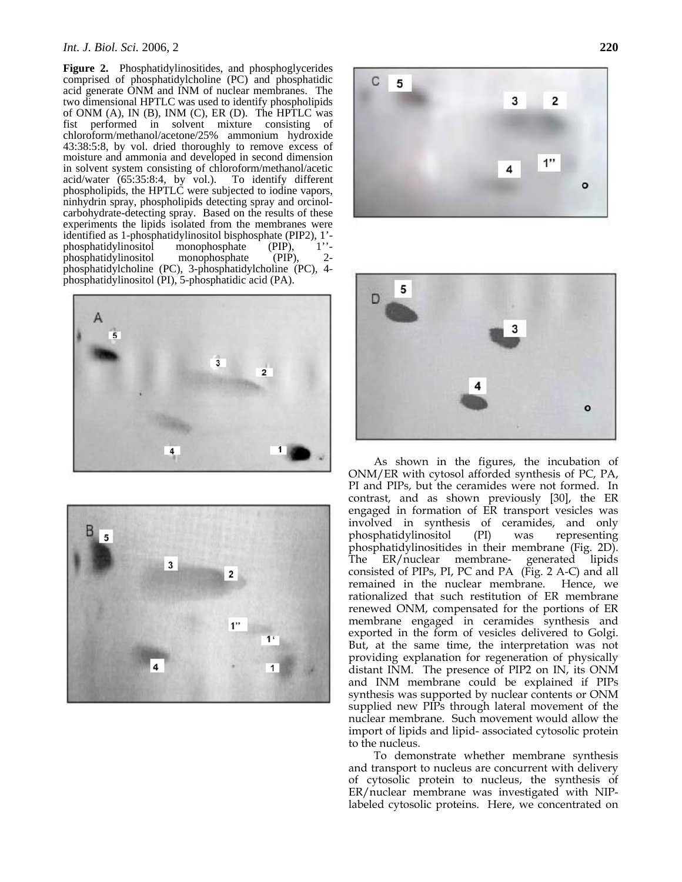**Figure 2.** Phosphatidylinositides, and phosphoglycerides comprised of phosphatidylcholine (PC) and phosphatidic acid generate ONM and INM of nuclear membranes. The two dimensional HPTLC was used to identify phospholipids of ONM (A), IN (B), INM (C), ER (D). The HPTLC was fist performed in solvent mixture consisting of chloroform/methanol/acetone/25% ammonium hydroxide 43:38:5:8, by vol. dried thoroughly to remove excess of moisture and ammonia and developed in second dimension in solvent system consisting of chloroform/methanol/acetic acid/water (65:35:8:4, by vol.). To identify different phospholipids, the HPTLC were subjected to iodine vapors, ninhydrin spray, phospholipids detecting spray and orcinol-carbohydrate-detecting spray. Based on the results of these experiments the lipids isolated from the membranes were identified as 1-phosphatidylinositol bisphosphate (PIP2), 1'-phosphatidylinositol monophosphate (PIP), 1''-phosphatidylinositol monophosphate (PIP), 2-phosphatidylcholine (PC), 3-phosphatidylcholine (PC), 4-phosphatidylinositol (PI), 5-phosphatidic acid (PA).

As shown in the figures, the incubation of ONM/ER with cytosol afforded synthesis of PC, PA, PI and PIPs, but the ceramides were not formed. In contrast, and as shown previously [30], the ER engaged in formation of ER transport vesicles was involved in synthesis of ceramides, and only phosphatidylinositol (PI) was representing phosphatidylinositides in their membrane (Fig. 2D). The ER/nuclear membrane- generated lipids consisted of PIPs, PI, PC and PA (Fig. 2 A-C) and all remained in the nuclear membrane. Hence, we rationalized that such restitution of ER membrane renewed ONM, compensated for the portions of ER membrane engaged in ceramides synthesis and exported in the form of vesicles delivered to Golgi. But, at the same time, the interpretation was not providing explanation for regeneration of physically distant INM. The presence of PIP2 on IN, its ONM and INM membrane could be explained if PIPs synthesis was supported by nuclear contents or ONM supplied new PIPs through lateral movement of the nuclear membrane. Such movement would allow the import of lipids and lipid- associated cytosolic protein to the nucleus.

To demonstrate whether membrane synthesis and transport to nucleus are concurrent with delivery of cytosolic protein to nucleus, the synthesis of ER/nuclear membrane was investigated with NIP-labeled cytosolic proteins. Here, we concentrated on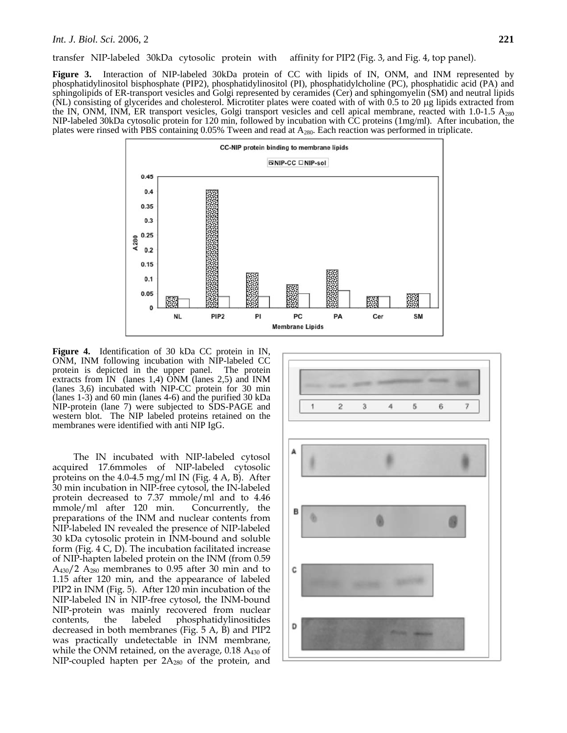transfer NIP-labeled 30kDa cytosolic protein with affinity for PIP2 (Fig. 3, and Fig. 4, top panel).

**Figure 3.** Interaction of NIP-labeled 30kDa protein of CC with lipids of IN, ONM, and INM represented by phosphatidylinositol bisphosphate (PIP2), phosphatidylinositol (PI), phosphatidylcholine (PC), phosphatidic acid (PA) and sphingolipids of ER-transport vesicles and Golgi represented by ceramides (Cer) and sphingomyelin (SM) and neutral lipids (NL) consisting of glycerides and cholesterol. Microtiter plates were coated with of with 0.5 to 20 μg lipids extracted from the IN, ONM, INM, ER transport vesicles, Golgi transport vesicles and cell apical membrane, reacted with 1.0-1.5 $A_{280}$ NIP-labeled 30kDa cytosolic protein for 120 min, followed by incubation with CC proteins (1mg/ml). After incubation, the plates were rinsed with PBS containing 0.05% Tween and read at $A_{280}$. Each reaction was performed in triplicate.

**Figure 4.** Identification of 30 kDa CC protein in IN, ONM, INM following incubation with NIP-labeled CC protein is depicted in the upper panel. The protein extracts from IN (lanes 1,4) ONM (lanes 2,5) and INM (lanes 3,6) incubated with NIP-CC protein for 30 min (lanes 1-3) and 60 min (lanes 4-6) and the purified 30 kDa NIP-protein (lane 7) were subjected to SDS-PAGE and western blot. The NIP labeled proteins retained on the membranes were identified with anti NIP IgG.

The IN incubated with NIP-labeled cytosol acquired 17.6mmoles of NIP-labeled cytosolic proteins on the 4.0-4.5 mg/ml IN (Fig. 4 A, B). After 30 min incubation in NIP-free cytosol, the IN-labeled protein decreased to 7.37 mmole/ml and to 4.46 mmole/ml after 120 min. Concurrently, the preparations of the INM and nuclear contents from NIP-labeled IN revealed the presence of NIP-labeled 30 kDa cytosolic protein in INM-bound and soluble form (Fig. 4 C, D). The incubation facilitated increase of NIP-hapten labeled protein on the INM (from 0.59 $A_{430}$/2 $A_{280}$ membranes to 0.95 after 30 min and to 1.15 after 120 min, and the appearance of labeled PIP2 in INM (Fig. 5). After 120 min incubation of the NIP-labeled IN in NIP-free cytosol, the INM-bound NIP-protein was mainly recovered from nuclear contents, the labeled phosphatidylinositides decreased in both membranes (Fig. 5 A, B) and PIP2 was practically undetectable in INM membrane, while the ONM retained, on the average, 0.18 $A_{430}$ of NIP-coupled hapten per 2$A_{280}$ of the protein, and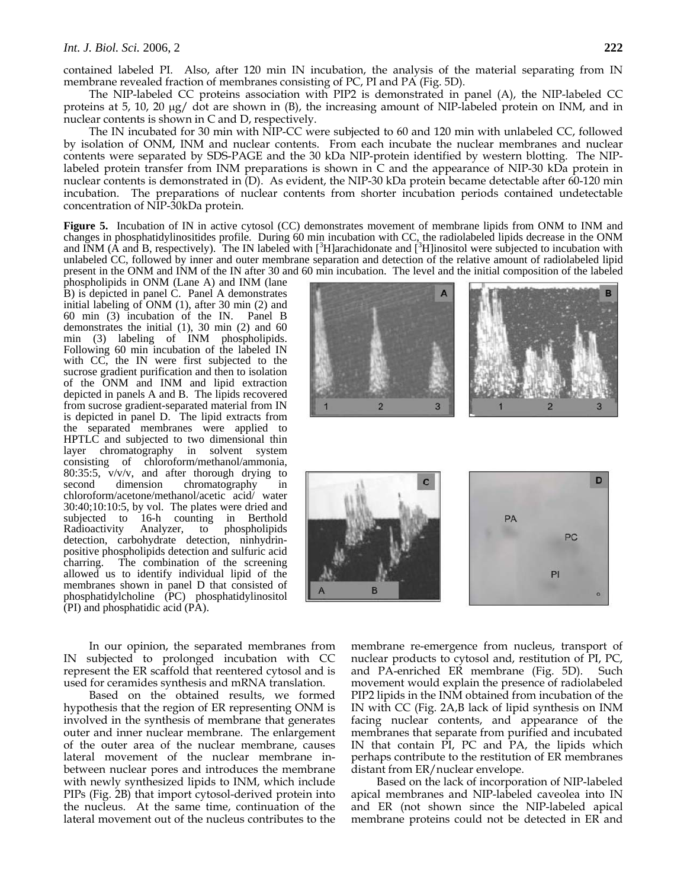contained labeled PI. Also, after 120 min IN incubation, the analysis of the material separating from IN membrane revealed fraction of membranes consisting of PC, PI and PA (Fig. 5D).

The NIP-labeled CC proteins association with PIP2 is demonstrated in panel (A), the NIP-labeled CC proteins at 5, 10, 20 μg/ dot are shown in (B), the increasing amount of NIP-labeled protein on INM, and in nuclear contents is shown in C and D, respectively.

The IN incubated for 30 min with NIP-CC were subjected to 60 and 120 min with unlabeled CC, followed by isolation of ONM, INM and nuclear contents. From each incubate the nuclear membranes and nuclear contents were separated by SDS-PAGE and the 30 kDa NIP-protein identified by western blotting. The NIP-labeled protein transfer from INM preparations is shown in C and the appearance of NIP-30 kDa protein in nuclear contents is demonstrated in (D). As evident, the NIP-30 kDa protein became detectable after 60-120 min incubation. The preparations of nuclear contents from shorter incubation periods contained undetectable concentration of NIP-30kDa protein.

**Figure 5.** Incubation of IN in active cytosol (CC) demonstrates movement of membrane lipids from ONM to INM and changes in phosphatidylinositides profile. During 60 min incubation with CC, the radiolabeled lipids decrease in the ONM and INM (A and B, respectively). The IN labeled with [$^{3}$H]arachidonate and [$^{3}$H]inositol were subjected to incubation with unlabeled CC, followed by inner and outer membrane separation and detection of the relative amount of radiolabeled lipid present in the ONM and INM of the IN after 30 and 60 min incubation. The level and the initial composition of the labeled phospholipids in ONM (Lane A) and INM (lane B) is depicted in panel C. Panel A demonstrates initial labeling of ONM (1), after 30 min (2) and 60 min (3) incubation of the IN. Panel B demonstrates the initial (1), 30 min (2) and 60 min (3) labeling of INM phospholipids. Following 60 min incubation of the labeled IN with CC, the IN were first subjected to the sucrose gradient purification and then to isolation of the ONM and INM and lipid extraction depicted in panels A and B. The lipids recovered from sucrose gradient-separated material from IN is depicted in panel D. The lipid extracts from the separated membranes were applied to HPTLC and subjected to two dimensional thin layer chromatography in solvent system consisting of chloroform/methanol/ammonia, 80:35:5, v/v/v, and after thorough drying to second dimension chromatography in chloroform/acetone/methanol/acetic acid/ water 30:40;10:10:5, by vol. The plates were dried and subjected to 16-h counting in Berthold Radioactivity Analyzer, to phospholipids detection, carbohydrate detection, ninhydrin-positive phospholipids detection and sulfuric acid charring. The combination of the screening allowed us to identify individual lipid of the membranes shown in panel D that consisted of phosphatidylcholine (PC) phosphatidylinositol (PI) and phosphatidic acid (PA).

In our opinion, the separated membranes from IN subjected to prolonged incubation with CC represent the ER scaffold that reentered cytosol and is used for ceramides synthesis and mRNA translation.

Based on the obtained results, we formed hypothesis that the region of ER representing ONM is involved in the synthesis of membrane that generates outer and inner nuclear membrane. The enlargement of the outer area of the nuclear membrane, causes lateral movement of the nuclear membrane in-between nuclear pores and introduces the membrane with newly synthesized lipids to INM, which include PIPs (Fig. 2B) that import cytosol-derived protein into the nucleus. At the same time, continuation of the lateral movement out of the nucleus contributes to the membrane re-emergence from nucleus, transport of nuclear products to cytosol and, restitution of PI, PC, and PA-enriched ER membrane (Fig. 5D). Such movement would explain the presence of radiolabeled PIP2 lipids in the INM obtained from incubation of the IN with CC (Fig. 2A,B lack of lipid synthesis on INM facing nuclear contents, and appearance of the membranes that separate from purified and incubated IN that contain PI, PC and PA, the lipids which perhaps contribute to the restitution of ER membranes distant from ER/nuclear envelope.

Based on the lack of incorporation of NIP-labeled apical membranes and NIP-labeled caveolea into IN and ER (not shown since the NIP-labeled apical membrane proteins could not be detected in ER and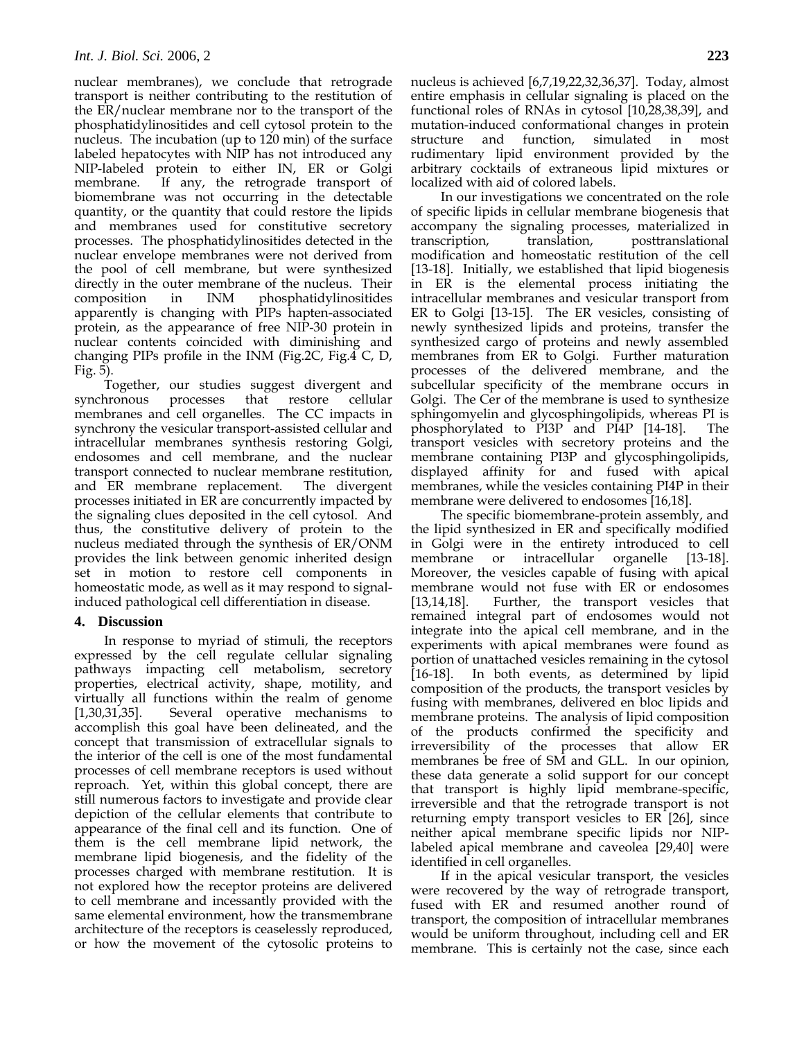nuclear membranes), we conclude that retrograde transport is neither contributing to the restitution of the ER/nuclear membrane nor to the transport of the phosphatidylinositides and cell cytosol protein to the nucleus. The incubation (up to 120 min) of the surface labeled hepatocytes with NIP has not introduced any NIP-labeled protein to either IN, ER or Golgi membrane. If any, the retrograde transport of biomembrane was not occurring in the detectable quantity, or the quantity that could restore the lipids and membranes used for constitutive secretory processes. The phosphatidylinositides detected in the nuclear envelope membranes were not derived from the pool of cell membrane, but were synthesized directly in the outer membrane of the nucleus. Their composition in INM phosphatidylinositides apparently is changing with PIPs hapten-associated protein, as the appearance of free NIP-30 protein in nuclear contents coincided with diminishing and changing PIPs profile in the INM (Fig.2C, Fig.4 C, D, Fig. 5).

Together, our studies suggest divergent and synchronous processes that restore cellular membranes and cell organelles. The CC impacts in synchrony the vesicular transport-assisted cellular and intracellular membranes synthesis restoring Golgi, endosomes and cell membrane, and the nuclear transport connected to nuclear membrane restitution, and ER membrane replacement. The divergent processes initiated in ER are concurrently impacted by the signaling clues deposited in the cell cytosol. And thus, the constitutive delivery of protein to the nucleus mediated through the synthesis of ER/ONM provides the link between genomic inherited design set in motion to restore cell components in homeostatic mode, as well as it may respond to signal-induced pathological cell differentiation in disease.

## 4. Discussion

In response to myriad of stimuli, the receptors expressed by the cell regulate cellular signaling pathways impacting cell metabolism, secretory properties, electrical activity, shape, motility, and virtually all functions within the realm of genome [1,30,31,35]. Several operative mechanisms to accomplish this goal have been delineated, and the concept that transmission of extracellular signals to the interior of the cell is one of the most fundamental processes of cell membrane receptors is used without reproach. Yet, within this global concept, there are still numerous factors to investigate and provide clear depiction of the cellular elements that contribute to appearance of the final cell and its function. One of them is the cell membrane lipid network, the membrane lipid biogenesis, and the fidelity of the processes charged with membrane restitution. It is not explored how the receptor proteins are delivered to cell membrane and incessantly provided with the same elemental environment, how the transmembrane architecture of the receptors is ceaselessly reproduced, or how the movement of the cytosolic proteins to nucleus is achieved [6,7,19,22,32,36,37]. Today, almost entire emphasis in cellular signaling is placed on the functional roles of RNAs in cytosol [10,28,38,39], and mutation-induced conformational changes in protein structure and function, simulated in most rudimentary lipid environment provided by the arbitrary cocktails of extraneous lipid mixtures or localized with aid of colored labels.

In our investigations we concentrated on the role of specific lipids in cellular membrane biogenesis that accompany the signaling processes, materialized in transcription, translation, posttranslational modification and homeostatic restitution of the cell [13-18]. Initially, we established that lipid biogenesis in ER is the elemental process initiating the intracellular membranes and vesicular transport from ER to Golgi [13-15]. The ER vesicles, consisting of newly synthesized lipids and proteins, transfer the synthesized cargo of proteins and newly assembled membranes from ER to Golgi. Further maturation processes of the delivered membrane, and the subcellular specificity of the membrane occurs in Golgi. The Cer of the membrane is used to synthesize sphingomyelin and glycosphingolipids, whereas PI is phosphorylated to PI3P and PI4P [14-18]. The transport vesicles with secretory proteins and the membrane containing PI3P and glycosphingolipids, displayed affinity for and fused with apical membranes, while the vesicles containing PI4P in their membrane were delivered to endosomes [16,18].

The specific biomembrane-protein assembly, and the lipid synthesized in ER and specifically modified in Golgi were in the entirety introduced to cell membrane or intracellular organelle [13-18]. Moreover, the vesicles capable of fusing with apical membrane would not fuse with ER or endosomes [13,14,18]. Further, the transport vesicles that remained integral part of endosomes would not integrate into the apical cell membrane, and in the experiments with apical membranes were found as portion of unattached vesicles remaining in the cytosol [16-18]. In both events, as determined by lipid composition of the products, the transport vesicles by fusing with membranes, delivered en bloc lipids and membrane proteins. The analysis of lipid composition of the products confirmed the specificity and irreversibility of the processes that allow ER membranes be free of SM and GLL. In our opinion, these data generate a solid support for our concept that transport is highly lipid membrane-specific, irreversible and that the retrograde transport is not returning empty transport vesicles to ER [26], since neither apical membrane specific lipids nor NIP-labeled apical membrane and caveolea [29,40] were identified in cell organelles.

If in the apical vesicular transport, the vesicles were recovered by the way of retrograde transport, fused with ER and resumed another round of transport, the composition of intracellular membranes would be uniform throughout, including cell and ER membrane. This is certainly not the case, since each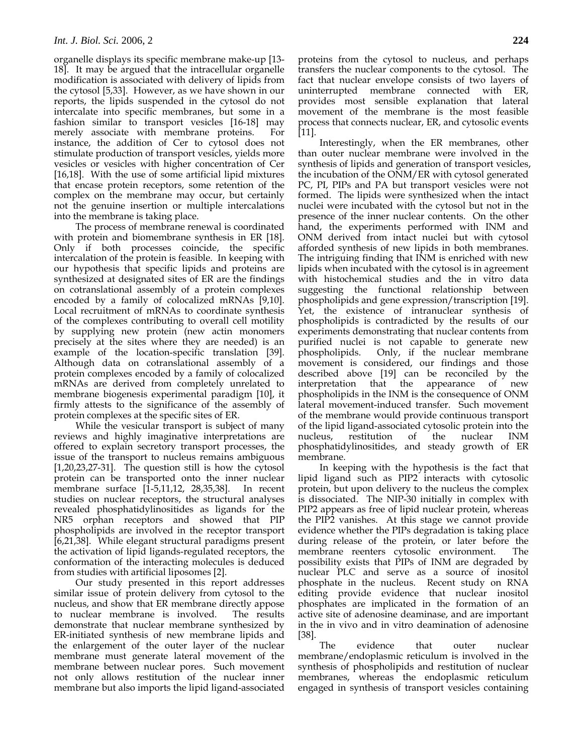organelle displays its specific membrane make-up [13-18]. It may be argued that the intracellular organelle modification is associated with delivery of lipids from the cytosol [5,33]. However, as we have shown in our reports, the lipids suspended in the cytosol do not intercalate into specific membranes, but some in a fashion similar to transport vesicles [16-18] may merely associate with membrane proteins. For instance, the addition of Cer to cytosol does not stimulate production of transport vesicles, yields more vesicles or vesicles with higher concentration of Cer [16,18]. With the use of some artificial lipid mixtures that encase protein receptors, some retention of the complex on the membrane may occur, but certainly not the genuine insertion or multiple intercalations into the membrane is taking place.

The process of membrane renewal is coordinated with protein and biomembrane synthesis in ER [18]. Only if both processes coincide, the specific intercalation of the protein is feasible. In keeping with our hypothesis that specific lipids and proteins are synthesized at designated sites of ER are the findings on cotranslational assembly of a protein complexes encoded by a family of colocalized mRNAs [9,10]. Local recruitment of mRNAs to coordinate synthesis of the complexes contributing to overall cell motility by supplying new protein (new actin monomers precisely at the sites where they are needed) is an example of the location-specific translation [39]. Although data on cotranslational assembly of a protein complexes encoded by a family of colocalized mRNAs are derived from completely unrelated to membrane biogenesis experimental paradigm [10], it firmly attests to the significance of the assembly of protein complexes at the specific sites of ER.

While the vesicular transport is subject of many reviews and highly imaginative interpretations are offered to explain secretory transport processes, the issue of the transport to nucleus remains ambiguous [1,20,23,27-31]. The question still is how the cytosol protein can be transported onto the inner nuclear membrane surface [1-5,11,12, 28,35,38]. In recent studies on nuclear receptors, the structural analyses revealed phosphatidylinositides as ligands for the NR5 orphan receptors and showed that PIP phospholipids are involved in the receptor transport [6,21,38]. While elegant structural paradigms present the activation of lipid ligands-regulated receptors, the conformation of the interacting molecules is deduced from studies with artificial liposomes [2].

Our study presented in this report addresses similar issue of protein delivery from cytosol to the nucleus, and show that ER membrane directly appose to nuclear membrane is involved. The results demonstrate that nuclear membrane synthesized by ER-initiated synthesis of new membrane lipids and the enlargement of the outer layer of the nuclear membrane must generate lateral movement of the membrane between nuclear pores. Such movement not only allows restitution of the nuclear inner membrane but also imports the lipid ligand-associated proteins from the cytosol to nucleus, and perhaps transfers the nuclear components to the cytosol. The fact that nuclear envelope consists of two layers of uninterrupted membrane connected with ER, provides most sensible explanation that lateral movement of the membrane is the most feasible process that connects nuclear, ER, and cytosolic events [11].

Interestingly, when the ER membranes, other than outer nuclear membrane were involved in the synthesis of lipids and generation of transport vesicles, the incubation of the ONM/ER with cytosol generated PC, PI, PIPs and PA but transport vesicles were not formed. The lipids were synthesized when the intact nuclei were incubated with the cytosol but not in the presence of the inner nuclear contents. On the other hand, the experiments performed with INM and ONM derived from intact nuclei but with cytosol afforded synthesis of new lipids in both membranes. The intriguing finding that INM is enriched with new lipids when incubated with the cytosol is in agreement with histochemical studies and the in vitro data suggesting the functional relationship between phospholipids and gene expression/transcription [19]. Yet, the existence of intranuclear synthesis of phospholipids is contradicted by the results of our experiments demonstrating that nuclear contents from purified nuclei is not capable to generate new phospholipids. Only, if the nuclear membrane movement is considered, our findings and those described above [19] can be reconciled by the interpretation that the appearance of new phospholipids in the INM is the consequence of ONM lateral movement-induced transfer. Such movement of the membrane would provide continuous transport of the lipid ligand-associated cytosolic protein into the nucleus, restitution of the nuclear INM phosphatidylinositides, and steady growth of ER membrane.

In keeping with the hypothesis is the fact that lipid ligand such as PIP2 interacts with cytosolic protein, but upon delivery to the nucleus the complex is dissociated. The NIP-30 initially in complex with PIP2 appears as free of lipid nuclear protein, whereas the PIP2 vanishes. At this stage we cannot provide evidence whether the PIPs degradation is taking place during release of the protein, or later before the membrane reenters cytosolic environment. The possibility exists that PIPs of INM are degraded by nuclear PLC and serve as a source of inositol phosphate in the nucleus. Recent study on RNA editing provide evidence that nuclear inositol phosphates are implicated in the formation of an active site of adenosine deaminase, and are important in the in vivo and in vitro deamination of adenosine [38].

The evidence that outer nuclear membrane/endoplasmic reticulum is involved in the synthesis of phospholipids and restitution of nuclear membranes, whereas the endoplasmic reticulum engaged in synthesis of transport vesicles containing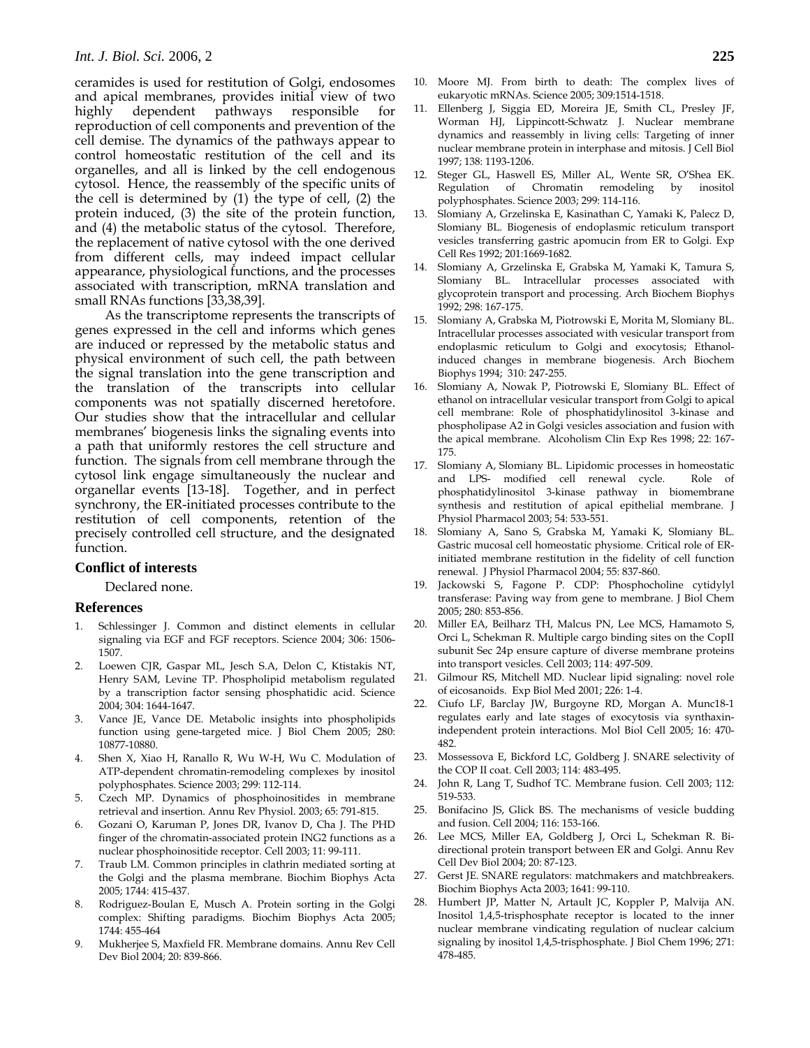ceramides is used for restitution of Golgi, endosomes and apical membranes, provides initial view of two highly dependent pathways responsible for reproduction of cell components and prevention of the cell demise. The dynamics of the pathways appear to control homeostatic restitution of the cell and its organelles, and all is linked by the cell endogenous cytosol. Hence, the reassembly of the specific units of the cell is determined by (1) the type of cell, (2) the protein induced, (3) the site of the protein function, and (4) the metabolic status of the cytosol. Therefore, the replacement of native cytosol with the one derived from different cells, may indeed impact cellular appearance, physiological functions, and the processes associated with transcription, mRNA translation and small RNAs functions [33,38,39].

As the transcriptome represents the transcripts of genes expressed in the cell and informs which genes are induced or repressed by the metabolic status and physical environment of such cell, the path between the signal translation into the gene transcription and the translation of the transcripts into cellular components was not spatially discerned heretofore. Our studies show that the intracellular and cellular membranes' biogenesis links the signaling events into a path that uniformly restores the cell structure and function. The signals from cell membrane through the cytosol link engage simultaneously the nuclear and organellar events [13-18]. Together, and in perfect synchrony, the ER-initiated processes contribute to the restitution of cell components, retention of the precisely controlled cell structure, and the designated function.

## Conflict of interests

Declared none.

## References

1. Schlessinger J. Common and distinct elements in cellular signaling via EGF and FGF receptors. Science 2004; 306: 1506-1507.
2. Loewen CJR, Gaspar ML, Jesch S.A, Delon C, Ktistakis NT, Henry SAM, Levine TP. Phospholipid metabolism regulated by a transcription factor sensing phosphatidic acid. Science 2004; 304: 1644-1647.
3. Vance JE, Vance DE. Metabolic insights into phospholipids function using gene-targeted mice. J Biol Chem 2005; 280: 10877-10880.
4. Shen X, Xiao H, Ranallo R, Wu W-H, Wu C. Modulation of ATP-dependent chromatin-remodeling complexes by inositol polyphosphates. Science 2003; 299: 112-114.
5. Czech MP. Dynamics of phosphoinositides in membrane retrieval and insertion. Annu Rev Physiol. 2003; 65: 791-815.
6. Gozani O, Karuman P, Jones DR, Ivanov D, Cha J. The PHD finger of the chromatin-associated protein ING2 functions as a nuclear phosphoinositide receptor. Cell 2003; 11: 99-111.
7. Traub LM. Common principles in clathrin mediated sorting at the Golgi and the plasma membrane. Biochim Biophys Acta 2005; 1744: 415-437.
8. Rodriguez-Boulan E, Musch A. Protein sorting in the Golgi complex: Shifting paradigms. Biochim Biophys Acta 2005; 1744: 455-464
9. Mukherjee S, Maxfield FR. Membrane domains. Annu Rev Cell Dev Biol 2004; 20: 839-866.
10. Moore MJ. From birth to death: The complex lives of eukaryotic mRNAs. Science 2005; 309:1514-1518.
11. Ellenberg J, Siggia ED, Moreira JE, Smith CL, Presley JF, Worman HJ, Lippincott-Schwatz J. Nuclear membrane dynamics and reassembly in living cells: Targeting of inner nuclear membrane protein in interphase and mitosis. J Cell Biol 1997; 138: 1193-1206.
12. Steger GL, Haswell ES, Miller AL, Wente SR, O'Shea EK. Regulation of Chromatin remodeling by inositol polyphosphates. Science 2003; 299: 114-116.
13. Slomiany A, Grzelinska E, Kasinathan C, Yamaki K, Palecz D, Slomiany BL. Biogenesis of endoplasmic reticulum transport vesicles transferring gastric apomucin from ER to Golgi. Exp Cell Res 1992; 201:1669-1682.
14. Slomiany A, Grzelinska E, Grabska M, Yamaki K, Tamura S, Slomiany BL. Intracellular processes associated with glycoprotein transport and processing. Arch Biochem Biophys 1992; 298: 167-175.
15. Slomiany A, Grabska M, Piotrowski E, Morita M, Slomiany BL. Intracellular processes associated with vesicular transport from endoplasmic reticulum to Golgi and exocytosis; Ethanol-induced changes in membrane biogenesis. Arch Biochem Biophys 1994; 310: 247-255.
16. Slomiany A, Nowak P, Piotrowski E, Slomiany BL. Effect of ethanol on intracellular vesicular transport from Golgi to apical cell membrane: Role of phosphatidylinositol 3-kinase and phospholipase A2 in Golgi vesicles association and fusion with the apical membrane. Alcoholism Clin Exp Res 1998; 22: 167-175.
17. Slomiany A, Slomiany BL. Lipidomic processes in homeostatic and LPS- modified cell renewal cycle. Role of phosphatidylinositol 3-kinase pathway in biomembrane synthesis and restitution of apical epithelial membrane. J Physiol Pharmacol 2003; 54: 533-551.
18. Slomiany A, Sano S, Grabska M, Yamaki K, Slomiany BL. Gastric mucosal cell homeostatic physiome. Critical role of ER-initiated membrane restitution in the fidelity of cell function renewal. J Physiol Pharmacol 2004; 55: 837-860.
19. Jackowski S, Fagone P. CDP: Phosphocholine cytidylyl transferase: Paving way from gene to membrane. J Biol Chem 2005; 280: 853-856.
20. Miller EA, Beilharz TH, Malcus PN, Lee MCS, Hamamoto S, Orci L, Schekman R. Multiple cargo binding sites on the CopII subunit Sec 24p ensure capture of diverse membrane proteins into transport vesicles. Cell 2003; 114: 497-509.
21. Gilmour RS, Mitchell MD. Nuclear lipid signaling: novel role of eicosanoids. Exp Biol Med 2001; 226: 1-4.
22. Ciufo LF, Barclay JW, Burgoyne RD, Morgan A. Munc18-1 regulates early and late stages of exocytosis via synthaxin-independent protein interactions. Mol Biol Cell 2005; 16: 470-482.
23. Mossessova E, Bickford LC, Goldberg J. SNARE selectivity of the COP II coat. Cell 2003; 114: 483-495.
24. John R, Lang T, Sudhof TC. Membrane fusion. Cell 2003; 112: 519-533.
25. Bonifacino JS, Glick BS. The mechanisms of vesicle budding and fusion. Cell 2004; 116: 153-166.
26. Lee MCS, Miller EA, Goldberg J, Orci L, Schekman R. Bi-directional protein transport between ER and Golgi. Annu Rev Cell Dev Biol 2004; 20: 87-123.
27. Gerst JE. SNARE regulators: matchmakers and matchbreakers. Biochim Biophys Acta 2003; 1641: 99-110.
28. Humbert JP, Matter N, Artault JC, Koppler P, Malvija AN. Inositol 1,4,5-trisphosphate receptor is located to the inner nuclear membrane vindicating regulation of nuclear calcium signaling by inositol 1,4,5-trisphosphate. J Biol Chem 1996; 271: 478-485.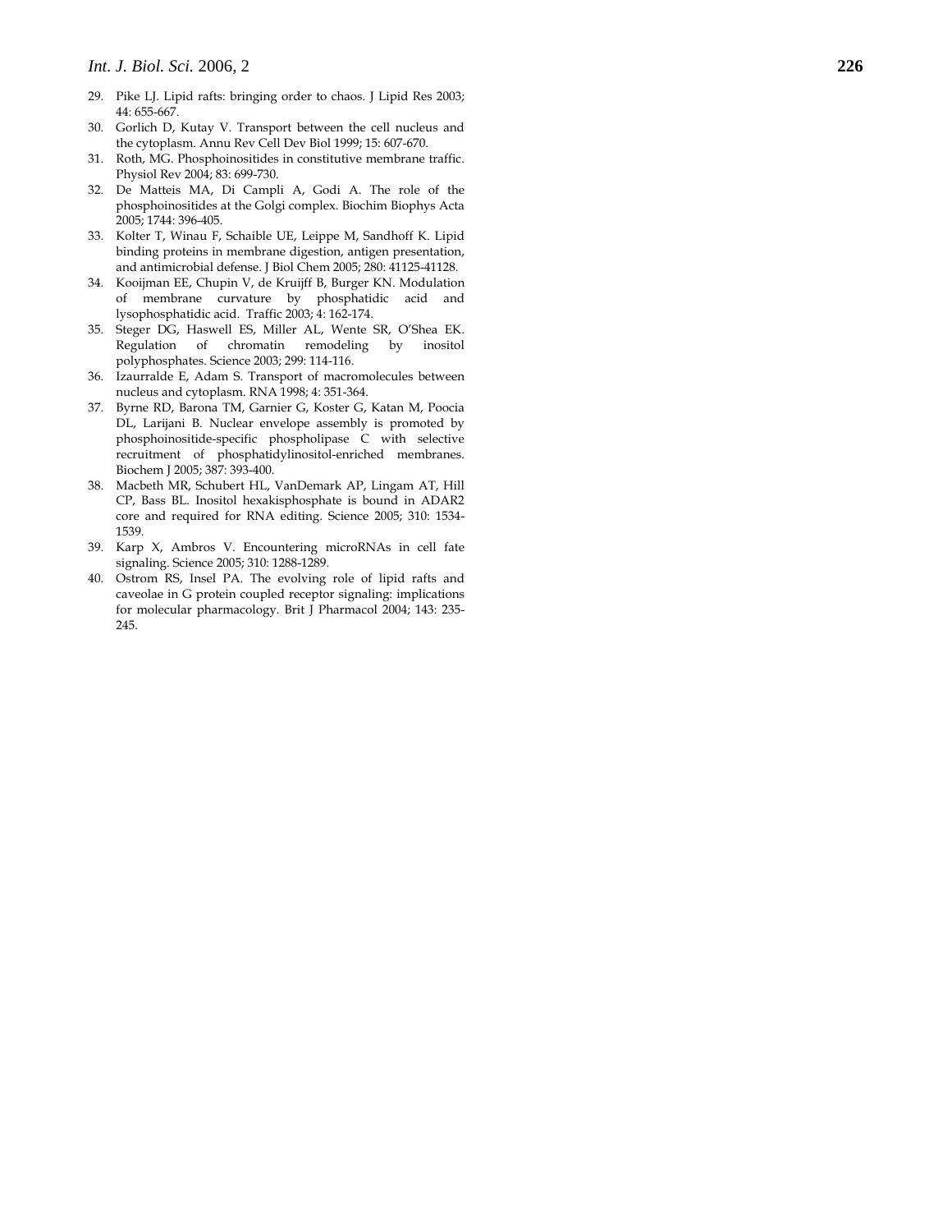29. Pike LJ. Lipid rafts: bringing order to chaos. J Lipid Res 2003; 44: 655-667.
30. Gorlich D, Kutay V. Transport between the cell nucleus and the cytoplasm. Annu Rev Cell Dev Biol 1999; 15: 607-670.
31. Roth, MG. Phosphoinositides in constitutive membrane traffic. Physiol Rev 2004; 83: 699-730.
32. De Matteis MA, Di Campli A, Godi A. The role of the phosphoinositides at the Golgi complex. Biochim Biophys Acta 2005; 1744: 396-405.
33. Kolter T, Winau F, Schaible UE, Leippe M, Sandhoff K. Lipid binding proteins in membrane digestion, antigen presentation, and antimicrobial defense. J Biol Chem 2005; 280: 41125-41128.
34. Kooijman EE, Chupin V, de Kruijff B, Burger KN. Modulation of membrane curvature by phosphatidic acid and lysophosphatidic acid. Traffic 2003; 4: 162-174.
35. Steger DG, Haswell ES, Miller AL, Wente SR, O'Shea EK. Regulation of chromatin remodeling by inositol polyphosphates. Science 2003; 299: 114-116.
36. Izaurralde E, Adam S. Transport of macromolecules between nucleus and cytoplasm. RNA 1998; 4: 351-364.
37. Byrne RD, Barona TM, Garnier G, Koster G, Katan M, Poocia DL, Larijani B. Nuclear envelope assembly is promoted by phosphoinositide-specific phospholipase C with selective recruitment of phosphatidylinositol-enriched membranes. Biochem J 2005; 387: 393-400.
38. Macbeth MR, Schubert HL, VanDemark AP, Lingam AT, Hill CP, Bass BL. Inositol hexakisphosphate is bound in ADAR2 core and required for RNA editing. Science 2005; 310: 1534-1539.
39. Karp X, Ambros V. Encountering microRNAs in cell fate signaling. Science 2005; 310: 1288-1289.
40. Ostrom RS, Insel PA. The evolving role of lipid rafts and caveolae in G protein coupled receptor signaling: implications for molecular pharmacology. Brit J Pharmacol 2004; 143: 235-245.